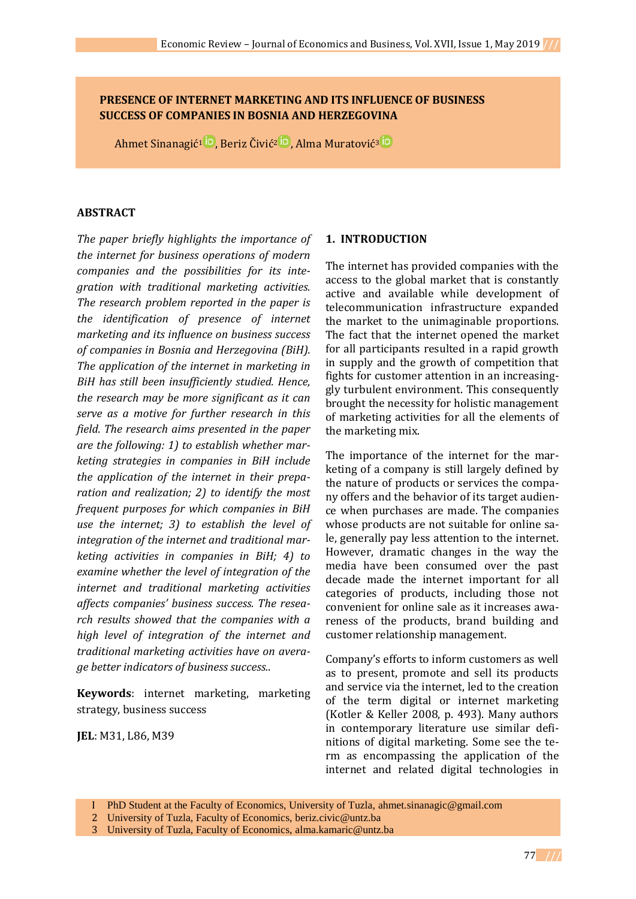# PRESENCE OF INTERNET MARKETING AND ITS INFLUENCE OF BUSINESS SUCCESS OF COMPANIES IN BOSNIA AND HERZEGOVINA

Ahmet Sinanagić[1], Beriz Čivić[2], Alma Muratović[3]

## ABSTRACT

*The paper briefly highlights the importance of the internet for business operations of modern companies and the possibilities for its integration with traditional marketing activities. The research problem reported in the paper is the identification of presence of internet marketing and its influence on business success of companies in Bosnia and Herzegovina (BiH). The application of the internet in marketing in BiH has still been insufficiently studied. Hence, the research may be more significant as it can serve as a motive for further research in this field. The research aims presented in the paper are the following: 1) to establish whether marketing strategies in companies in BiH include the application of the internet in their preparation and realization; 2) to identify the most frequent purposes for which companies in BiH use the internet; 3) to establish the level of integration of the internet and traditional marketing activities in companies in BiH; 4) to examine whether the level of integration of the internet and traditional marketing activities affects companies' business success. The research results showed that the companies with a high level of integration of the internet and traditional marketing activities have on average better indicators of business success..*

**Keywords**: internet marketing, marketing strategy, business success

**JEL**: M31, L86, M39

## 1. INTRODUCTION

The internet has provided companies with the access to the global market that is constantly active and available while development of telecommunication infrastructure expanded the market to the unimaginable proportions. The fact that the internet opened the market for all participants resulted in a rapid growth in supply and the growth of competition that fights for customer attention in an increasinggly turbulent environment. This consequently brought the necessity for holistic management of marketing activities for all the elements of the marketing mix.

The importance of the internet for the marketing of a company is still largely defined by the nature of products or services the company offers and the behavior of its target audience when purchases are made. The companies whose products are not suitable for online sale, generally pay less attention to the internet. However, dramatic changes in the way the media have been consumed over the past decade made the internet important for all categories of products, including those not convenient for online sale as it increases awareness of the products, brand building and customer relationship management.

Company's efforts to inform customers as well as to present, promote and sell its products and service via the internet, led to the creation of the term digital or internet marketing (Kotler & Keller 2008, p. 493). Many authors in contemporary literature use similar definitions of digital marketing. Some see the term as encompassing the application of the internet and related digital technologies in

---

I PhD Student at the Faculty of Economics, University of Tuzla, ahmet.sinanagic@gmail.com

2 University of Tuzla, Faculty of Economics, beriz.civic@untz.ba

3 University of Tuzla, Faculty of Economics, alma.kamaric@untz.ba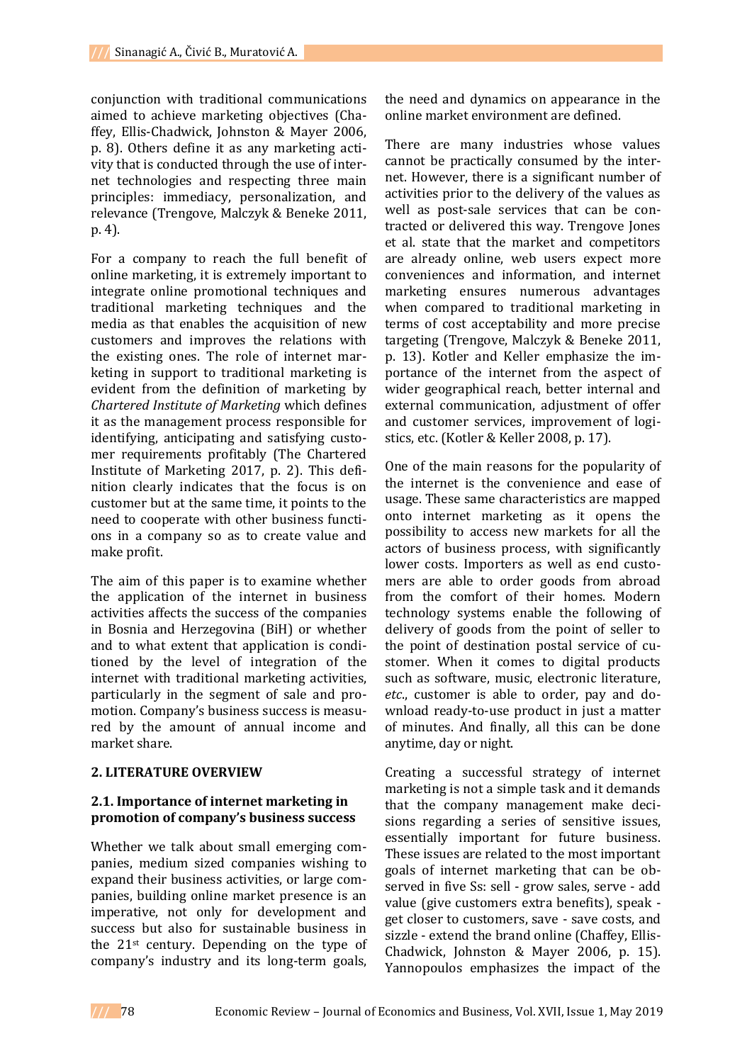conjunction with traditional communications aimed to achieve marketing objectives (Chaffey, Ellis-Chadwick, Johnston & Mayer 2006, p. 8). Others define it as any marketing activity that is conducted through the use of internet technologies and respecting three main principles: immediacy, personalization, and relevance (Trengove, Malczyk & Beneke 2011, p. 4).

For a company to reach the full benefit of online marketing, it is extremely important to integrate online promotional techniques and traditional marketing techniques and the media as that enables the acquisition of new customers and improves the relations with the existing ones. The role of internet marketing in support to traditional marketing is evident from the definition of marketing by *Chartered Institute of Marketing* which defines it as the management process responsible for identifying, anticipating and satisfying customer requirements profitably (The Chartered Institute of Marketing 2017, p. 2). This definition clearly indicates that the focus is on customer but at the same time, it points to the need to cooperate with other business functions in a company so as to create value and make profit.

The aim of this paper is to examine whether the application of the internet in business activities affects the success of the companies in Bosnia and Herzegovina (BiH) or whether and to what extent that application is conditioned by the level of integration of the internet with traditional marketing activities, particularly in the segment of sale and promotion. Company's business success is measured by the amount of annual income and market share.

## 2. LITERATURE OVERVIEW

### 2.1. Importance of internet marketing in promotion of company's business success

Whether we talk about small emerging companies, medium sized companies wishing to expand their business activities, or large companies, building online market presence is an imperative, not only for development and success but also for sustainable business in the 21st century. Depending on the type of company's industry and its long-term goals, the need and dynamics on appearance in the online market environment are defined.

There are many industries whose values cannot be practically consumed by the internet. However, there is a significant number of activities prior to the delivery of the values as well as post-sale services that can be contracted or delivered this way. Trengove Jones et al. state that the market and competitors are already online, web users expect more conveniences and information, and internet marketing ensures numerous advantages when compared to traditional marketing in terms of cost acceptability and more precise targeting (Trengove, Malczyk & Beneke 2011, p. 13). Kotler and Keller emphasize the importance of the internet from the aspect of wider geographical reach, better internal and external communication, adjustment of offer and customer services, improvement of logistics, etc. (Kotler & Keller 2008, p. 17).

One of the main reasons for the popularity of the internet is the convenience and ease of usage. These same characteristics are mapped onto internet marketing as it opens the possibility to access new markets for all the actors of business process, with significantly lower costs. Importers as well as end customers are able to order goods from abroad from the comfort of their homes. Modern technology systems enable the following of delivery of goods from the point of seller to the point of destination postal service of customer. When it comes to digital products such as software, music, electronic literature, *etc*., customer is able to order, pay and download ready-to-use product in just a matter of minutes. And finally, all this can be done anytime, day or night.

Creating a successful strategy of internet marketing is not a simple task and it demands that the company management make decisions regarding a series of sensitive issues, essentially important for future business. These issues are related to the most important goals of internet marketing that can be observed in five Ss: sell - grow sales, serve - add value (give customers extra benefits), speak - get closer to customers, save - save costs, and sizzle - extend the brand online (Chaffey, Ellis-Chadwick, Johnston & Mayer 2006, p. 15). Yannopoulos emphasizes the impact of the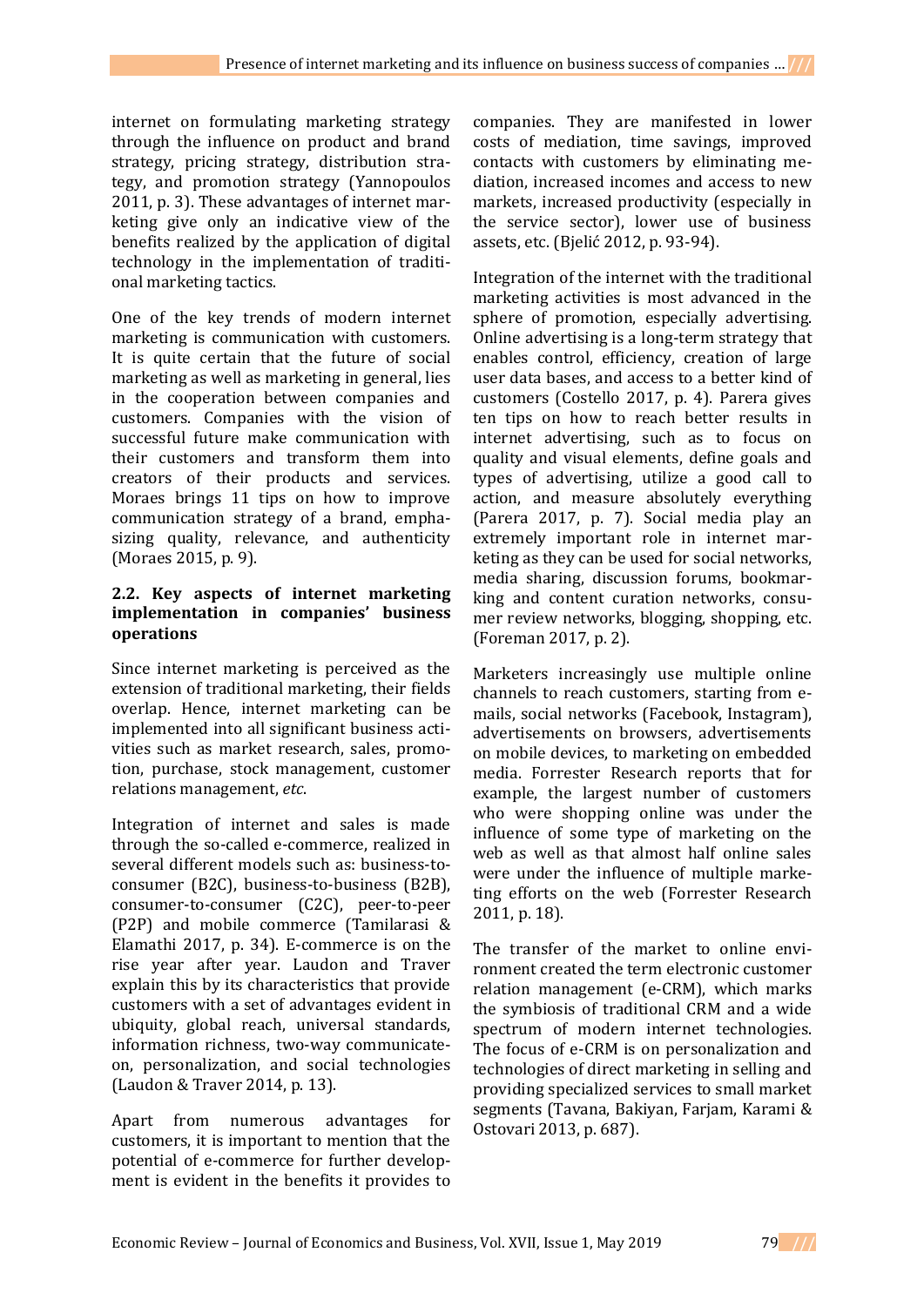internet on formulating marketing strategy through the influence on product and brand strategy, pricing strategy, distribution strategy, and promotion strategy (Yannopoulos 2011, p. 3). These advantages of internet marketing give only an indicative view of the benefits realized by the application of digital technology in the implementation of traditional marketing tactics.

One of the key trends of modern internet marketing is communication with customers. It is quite certain that the future of social marketing as well as marketing in general, lies in the cooperation between companies and customers. Companies with the vision of successful future make communication with their customers and transform them into creators of their products and services. Moraes brings 11 tips on how to improve communication strategy of a brand, emphasizing quality, relevance, and authenticity (Moraes 2015, p. 9).

### 2.2. Key aspects of internet marketing implementation in companies' business operations

Since internet marketing is perceived as the extension of traditional marketing, their fields overlap. Hence, internet marketing can be implemented into all significant business activities such as market research, sales, promotion, purchase, stock management, customer relations management, *etc*.

Integration of internet and sales is made through the so-called e-commerce, realized in several different models such as: business-to-consumer (B2C), business-to-business (B2B), consumer-to-consumer (C2C), peer-to-peer (P2P) and mobile commerce (Tamilarasi & Elamathi 2017, p. 34). E-commerce is on the rise year after year. Laudon and Traver explain this by its characteristics that provide customers with a set of advantages evident in ubiquity, global reach, universal standards, information richness, two-way communicateon, personalization, and social technologies (Laudon & Traver 2014, p. 13).

Apart from numerous advantages for customers, it is important to mention that the potential of e-commerce for further development is evident in the benefits it provides to companies. They are manifested in lower costs of mediation, time savings, improved contacts with customers by eliminating mediation, increased incomes and access to new markets, increased productivity (especially in the service sector), lower use of business assets, etc. (Bjelić 2012, p. 93-94).

Integration of the internet with the traditional marketing activities is most advanced in the sphere of promotion, especially advertising. Online advertising is a long-term strategy that enables control, efficiency, creation of large user data bases, and access to a better kind of customers (Costello 2017, p. 4). Parera gives ten tips on how to reach better results in internet advertising, such as to focus on quality and visual elements, define goals and types of advertising, utilize a good call to action, and measure absolutely everything (Parera 2017, p. 7). Social media play an extremely important role in internet marketing as they can be used for social networks, media sharing, discussion forums, bookmarking and content curation networks, consumer review networks, blogging, shopping, etc. (Foreman 2017, p. 2).

Marketers increasingly use multiple online channels to reach customers, starting from e-mails, social networks (Facebook, Instagram), advertisements on browsers, advertisements on mobile devices, to marketing on embedded media. Forrester Research reports that for example, the largest number of customers who were shopping online was under the influence of some type of marketing on the web as well as that almost half online sales were under the influence of multiple marketing efforts on the web (Forrester Research 2011, p. 18).

The transfer of the market to online environment created the term electronic customer relation management (e-CRM), which marks the symbiosis of traditional CRM and a wide spectrum of modern internet technologies. The focus of e-CRM is on personalization and technologies of direct marketing in selling and providing specialized services to small market segments (Tavana, Bakiyan, Farjam, Karami & Ostovari 2013, p. 687).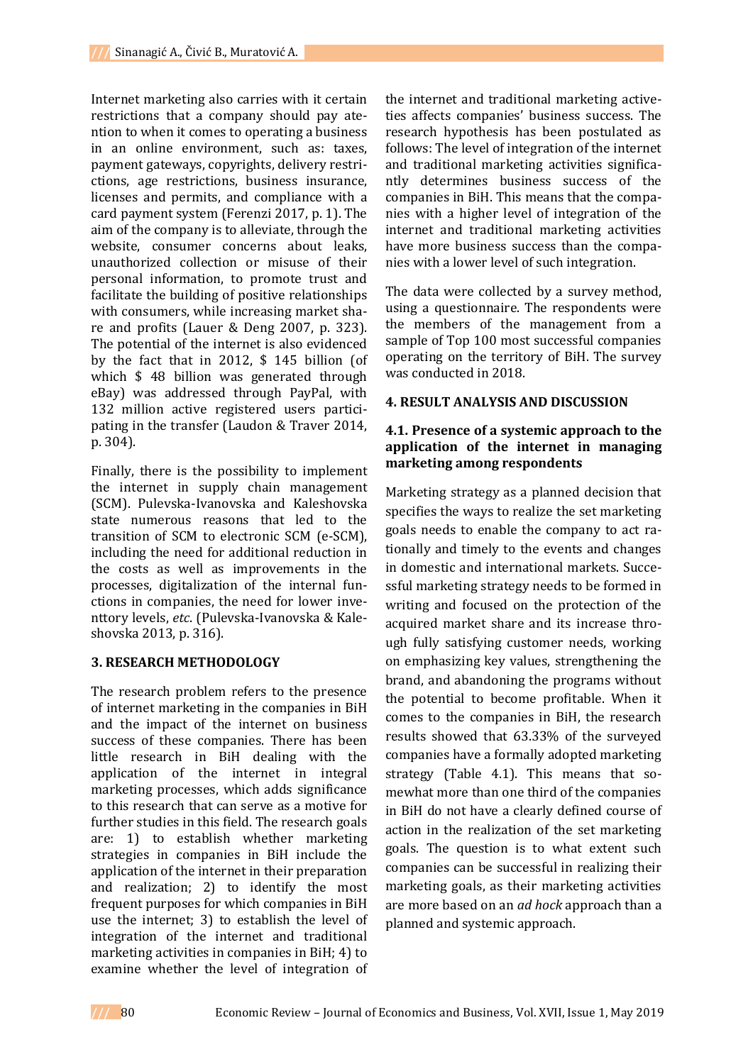Internet marketing also carries with it certain restrictions that a company should pay attention to when it comes to operating a business in an online environment, such as: taxes, payment gateways, copyrights, delivery restrictions, age restrictions, business insurance, licenses and permits, and compliance with a card payment system (Ferenzi 2017, p. 1). The aim of the company is to alleviate, through the website, consumer concerns about leaks, unauthorized collection or misuse of their personal information, to promote trust and facilitate the building of positive relationships with consumers, while increasing market share and profits (Lauer & Deng 2007, p. 323). The potential of the internet is also evidenced by the fact that in 2012, $ 145 billion (of which $ 48 billion was generated through eBay) was addressed through PayPal, with 132 million active registered users participating in the transfer (Laudon & Traver 2014, p. 304).

Finally, there is the possibility to implement the internet in supply chain management (SCM). Pulevska-Ivanovska and Kaleshovska state numerous reasons that led to the transition of SCM to electronic SCM (e-SCM), including the need for additional reduction in the costs as well as improvements in the processes, digitalization of the internal functions in companies, the need for lower inventory levels, *etc*. (Pulevska-Ivanovska & Kaleshovska 2013, p. 316).

## 3. RESEARCH METHODOLOGY

The research problem refers to the presence of internet marketing in the companies in BiH and the impact of the internet on business success of these companies. There has been little research in BiH dealing with the application of the internet in integral marketing processes, which adds significance to this research that can serve as a motive for further studies in this field. The research goals are: 1) to establish whether marketing strategies in companies in BiH include the application of the internet in their preparation and realization; 2) to identify the most frequent purposes for which companies in BiH use the internet; 3) to establish the level of integration of the internet and traditional marketing activities in companies in BiH; 4) to examine whether the level of integration of the internet and traditional marketing activeties affects companies' business success. The research hypothesis has been postulated as follows: The level of integration of the internet and traditional marketing activities significantly determines business success of the companies in BiH. This means that the companies with a higher level of integration of the internet and traditional marketing activities have more business success than the companies with a lower level of such integration.

The data were collected by a survey method, using a questionnaire. The respondents were the members of the management from a sample of Top 100 most successful companies operating on the territory of BiH. The survey was conducted in 2018.

## 4. RESULT ANALYSIS AND DISCUSSION

### 4.1. Presence of a systemic approach to the application of the internet in managing marketing among respondents

Marketing strategy as a planned decision that specifies the ways to realize the set marketing goals needs to enable the company to act rationally and timely to the events and changes in domestic and international markets. Successful marketing strategy needs to be formed in writing and focused on the protection of the acquired market share and its increase through fully satisfying customer needs, working on emphasizing key values, strengthening the brand, and abandoning the programs without the potential to become profitable. When it comes to the companies in BiH, the research results showed that 63.33% of the surveyed companies have a formally adopted marketing strategy (Table 4.1). This means that somewhat more than one third of the companies in BiH do not have a clearly defined course of action in the realization of the set marketing goals. The question is to what extent such companies can be successful in realizing their marketing goals, as their marketing activities are more based on an *ad hock* approach than a planned and systemic approach.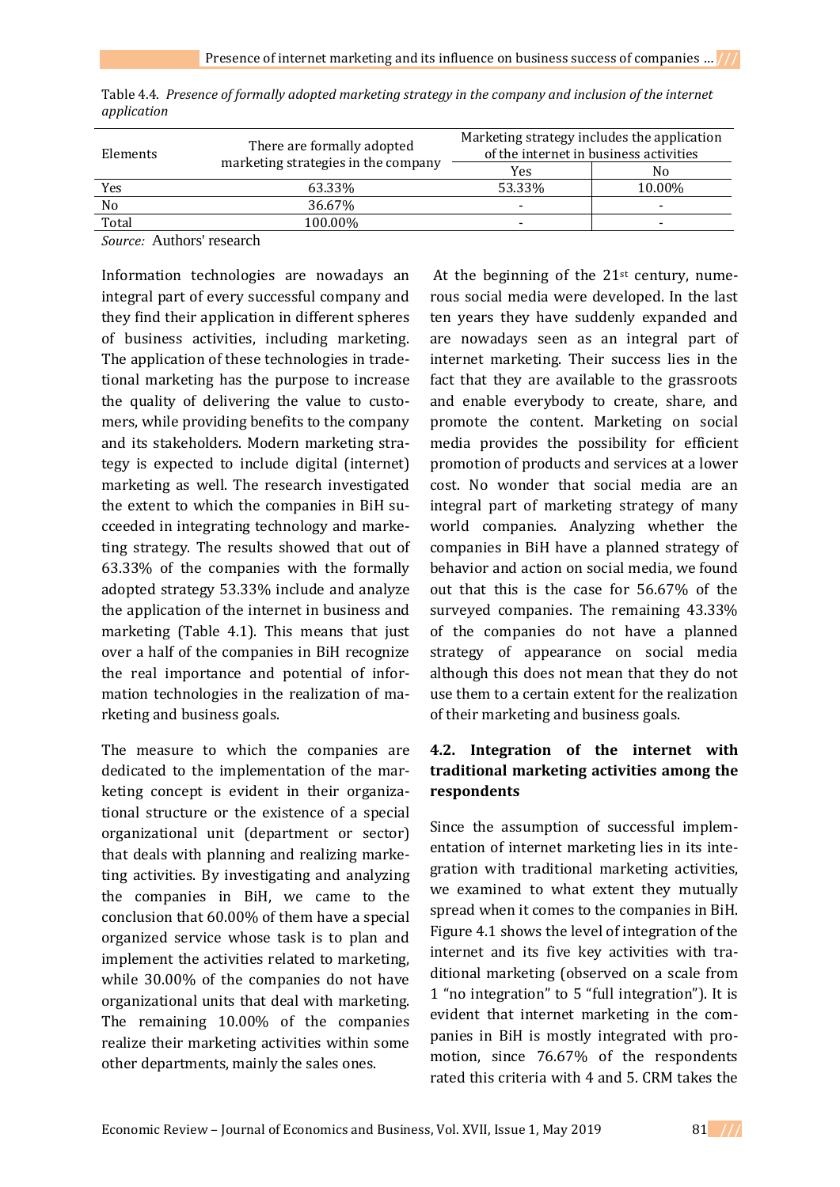Table 4.4. *Presence of formally adopted marketing strategy in the company and inclusion of the internet application*

| Elements | There are formally adopted marketing strategies in the company | Marketing strategy includes the application of the internet in business activities | |
|---|---|---|---|
| | | Yes | No |
| Yes | 63.33% | 53.33% | 10.00% |
| No | 36.67% | - | - |
| Total | 100.00% | - | - |

*Source:* Authors' research

Information technologies are nowadays an integral part of every successful company and they find their application in different spheres of business activities, including marketing. The application of these technologies in traditional marketing has the purpose to increase the quality of delivering the value to customers, while providing benefits to the company and its stakeholders. Modern marketing strategy is expected to include digital (internet) marketing as well. The research investigated the extent to which the companies in BiH succeeded in integrating technology and marketing strategy. The results showed that out of 63.33% of the companies with the formally adopted strategy 53.33% include and analyze the application of the internet in business and marketing (Table 4.1). This means that just over a half of the companies in BiH recognize the real importance and potential of information technologies in the realization of marketing and business goals.

The measure to which the companies are dedicated to the implementation of the marketing concept is evident in their organizational structure or the existence of a special organizational unit (department or sector) that deals with planning and realizing marketing activities. By investigating and analyzing the companies in BiH, we came to the conclusion that 60.00% of them have a special organized service whose task is to plan and implement the activities related to marketing, while 30.00% of the companies do not have organizational units that deal with marketing. The remaining 10.00% of the companies realize their marketing activities within some other departments, mainly the sales ones.

At the beginning of the 21st century, numerous social media were developed. In the last ten years they have suddenly expanded and are nowadays seen as an integral part of internet marketing. Their success lies in the fact that they are available to the grassroots and enable everybody to create, share, and promote the content. Marketing on social media provides the possibility for efficient promotion of products and services at a lower cost. No wonder that social media are an integral part of marketing strategy of many world companies. Analyzing whether the companies in BiH have a planned strategy of behavior and action on social media, we found out that this is the case for 56.67% of the surveyed companies. The remaining 43.33% of the companies do not have a planned strategy of appearance on social media although this does not mean that they do not use them to a certain extent for the realization of their marketing and business goals.

## 4.2. Integration of the internet with traditional marketing activities among the respondents

Since the assumption of successful implementation of internet marketing lies in its integration with traditional marketing activities, we examined to what extent they mutually spread when it comes to the companies in BiH. Figure 4.1 shows the level of integration of the internet and its five key activities with traditional marketing (observed on a scale from 1 "no integration" to 5 "full integration"). It is evident that internet marketing in the companies in BiH is mostly integrated with promotion, since 76.67% of the respondents rated this criteria with 4 and 5. CRM takes the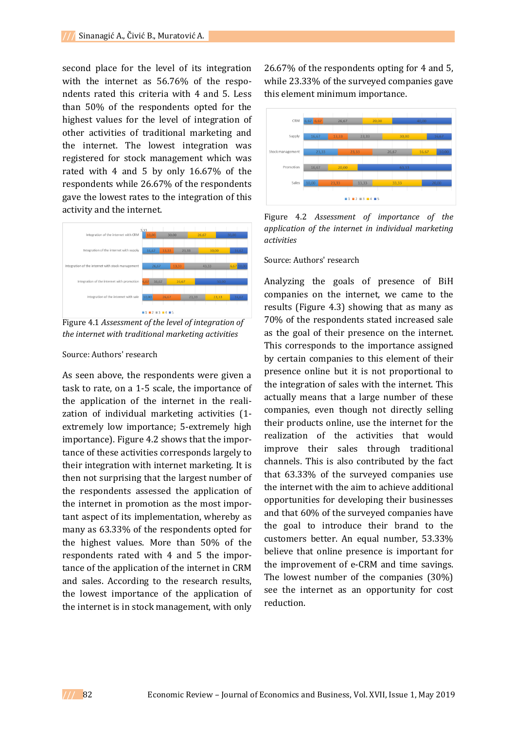second place for the level of its integration with the internet as 56.76% of the respondents rated this criteria with 4 and 5. Less than 50% of the respondents opted for the highest values for the level of integration of other activities of traditional marketing and the internet. The lowest integration was registered for stock management which was rated with 4 and 5 by only 16.67% of the respondents while 26.67% of the respondents gave the lowest rates to the integration of this activity and the internet.

Figure 4.1 *Assessment of the level of integration of the internet with traditional marketing activities*

Source: Authors' research

As seen above, the respondents were given a task to rate, on a 1-5 scale, the importance of the application of the internet in the realization of individual marketing activities (1-extremely low importance; 5-extremely high importance). Figure 4.2 shows that the importance of these activities corresponds largely to their integration with internet marketing. It is then not surprising that the largest number of the respondents assessed the application of the internet in promotion as the most important aspect of its implementation, whereby as many as 63.33% of the respondents opted for the highest values. More than 50% of the respondents rated with 4 and 5 the importance of the application of the internet in CRM and sales. According to the research results, the lowest importance of the application of the internet is in stock management, with only 26.67% of the respondents opting for 4 and 5, while 23.33% of the surveyed companies gave this element minimum importance.

Figure 4.2 *Assessment of importance of the application of the internet in individual marketing activities*

Source: Authors' research

Analyzing the goals of presence of BiH companies on the internet, we came to the results (Figure 4.3) showing that as many as 70% of the respondents stated increased sale as the goal of their presence on the internet. This corresponds to the importance assigned by certain companies to this element of their presence online but it is not proportional to the integration of sales with the internet. This actually means that a large number of these companies, even though not directly selling their products online, use the internet for the realization of the activities that would improve their sales through traditional channels. This is also contributed by the fact that 63.33% of the surveyed companies use the internet with the aim to achieve additional opportunities for developing their businesses and that 60% of the surveyed companies have the goal to introduce their brand to the customers better. An equal number, 53.33% believe that online presence is important for the improvement of e-CRM and time savings. The lowest number of the companies (30%) see the internet as an opportunity for cost reduction.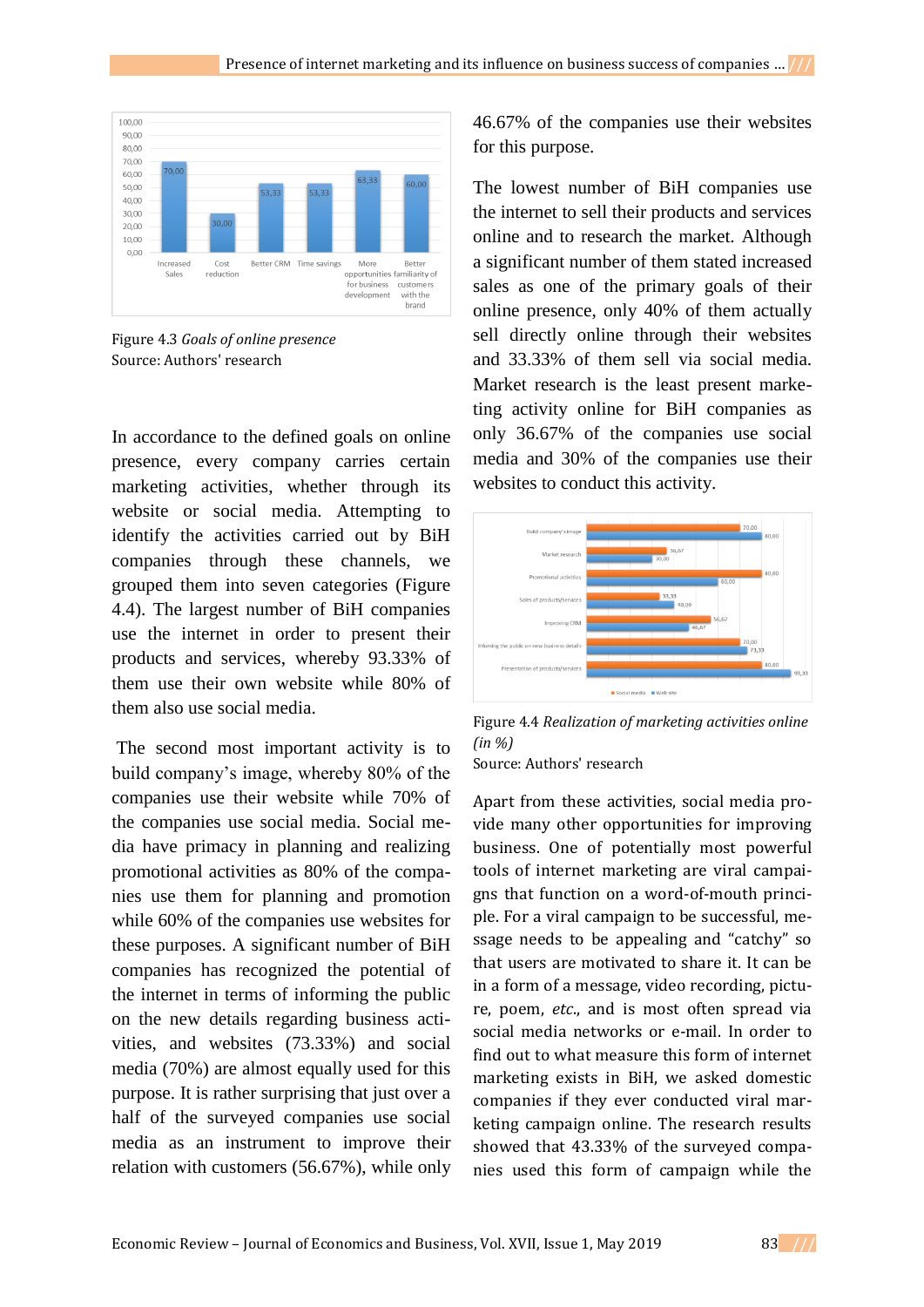Figure 4.3 *Goals of online presence*
Source: Authors' research

In accordance to the defined goals on online presence, every company carries certain marketing activities, whether through its website or social media. Attempting to identify the activities carried out by BiH companies through these channels, we grouped them into seven categories (Figure 4.4). The largest number of BiH companies use the internet in order to present their products and services, whereby 93.33% of them use their own website while 80% of them also use social media.

The second most important activity is to build company's image, whereby 80% of the companies use their website while 70% of the companies use social media. Social media have primacy in planning and realizing promotional activities as 80% of the companies use them for planning and promotion while 60% of the companies use websites for these purposes. A significant number of BiH companies has recognized the potential of the internet in terms of informing the public on the new details regarding business activities, and websites (73.33%) and social media (70%) are almost equally used for this purpose. It is rather surprising that just over a half of the surveyed companies use social media as an instrument to improve their relation with customers (56.67%), while only 46.67% of the companies use their websites for this purpose.

The lowest number of BiH companies use the internet to sell their products and services online and to research the market. Although a significant number of them stated increased sales as one of the primary goals of their online presence, only 40% of them actually sell directly online through their websites and 33.33% of them sell via social media. Market research is the least present marketing activity online for BiH companies as only 36.67% of the companies use social media and 30% of the companies use their websites to conduct this activity.

Figure 4.4 *Realization of marketing activities online (in %)*
Source: Authors' research

Apart from these activities, social media provide many other opportunities for improving business. One of potentially most powerful tools of internet marketing are viral campaigns that function on a word-of-mouth principle. For a viral campaign to be successful, message needs to be appealing and "catchy" so that users are motivated to share it. It can be in a form of a message, video recording, picture, poem, *etc.*, and is most often spread via social media networks or e-mail. In order to find out to what measure this form of internet marketing exists in BiH, we asked domestic companies if they ever conducted viral marketing campaign online. The research results showed that 43.33% of the surveyed companies used this form of campaign while the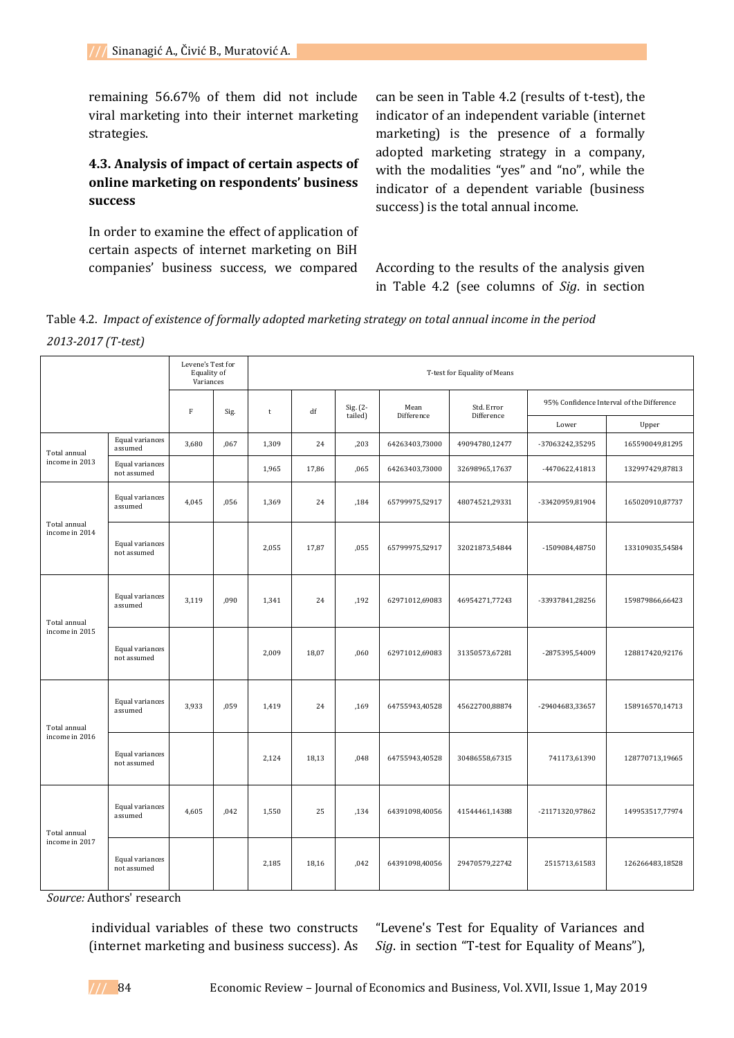remaining 56.67% of them did not include viral marketing into their internet marketing strategies.

### 4.3. Analysis of impact of certain aspects of online marketing on respondents' business success

In order to examine the effect of application of certain aspects of internet marketing on BiH companies' business success, we compared individual variables of these two constructs (internet marketing and business success). As can be seen in Table 4.2 (results of t-test), the indicator of an independent variable (internet marketing) is the presence of a formally adopted marketing strategy in a company, with the modalities "yes" and "no", while the indicator of a dependent variable (business success) is the total annual income.

According to the results of the analysis given in Table 4.2 (see columns of *Sig*. in section "Levene's Test for Equality of Variances and *Sig*. in section "T-test for Equality of Means"),

Table 4.2. *Impact of existence of formally adopted marketing strategy on total annual income in the period 2013-2017 (T-test)*

| | | Levene's Test for Equality of Variances | | T-test for Equality of Means | | | | | | |
|---|---|---|---|---|---|---|---|---|---|---|
| | | F | Sig. | t | df | Sig. (2-tailed) | Mean Difference | Std. Error Difference | 95% Confidence Interval of the Difference | |
| | | | | | | | | | Lower | Upper |
| Total annual income in 2013 | Equal variances assumed | 3,680 | ,067 | 1,309 | 24 | ,203 | 64263403,73000 | 49094780,12477 | -37063242,35295 | 165590049,81295 |
| | Equal variances not assumed | | | 1,965 | 17,86 | ,065 | 64263403,73000 | 32698965,17637 | -4470622,41813 | 132997429,87813 |
| Total annual income in 2014 | Equal variances assumed | 4,045 | ,056 | 1,369 | 24 | ,184 | 65799975,52917 | 48074521,29331 | -33420959,81904 | 165020910,87737 |
| | Equal variances not assumed | | | 2,055 | 17,87 | ,055 | 65799975,52917 | 32021873,54844 | -1509084,48750 | 133109035,54584 |
| Total annual income in 2015 | Equal variances assumed | 3,119 | ,090 | 1,341 | 24 | ,192 | 62971012,69083 | 46954271,77243 | -33937841,28256 | 159879866,66423 |
| | Equal variances not assumed | | | 2,009 | 18,07 | ,060 | 62971012,69083 | 31350573,67281 | -2875395,54009 | 128817420,92176 |
| Total annual income in 2016 | Equal variances assumed | 3,933 | ,059 | 1,419 | 24 | ,169 | 64755943,40528 | 45622700,88874 | -29404683,33657 | 158916570,14713 |
| | Equal variances not assumed | | | 2,124 | 18,13 | ,048 | 64755943,40528 | 30486558,67315 | 741173,61390 | 128770713,19665 |
| Total annual income in 2017 | Equal variances assumed | 4,605 | ,042 | 1,550 | 25 | ,134 | 64391098,40056 | 41544461,14388 | -21171320,97862 | 149953517,77974 |
| | Equal variances not assumed | | | 2,185 | 18,16 | ,042 | 64391098,40056 | 29470579,22742 | 2515713,61583 | 126266483,18528 |

*Source:* Authors' research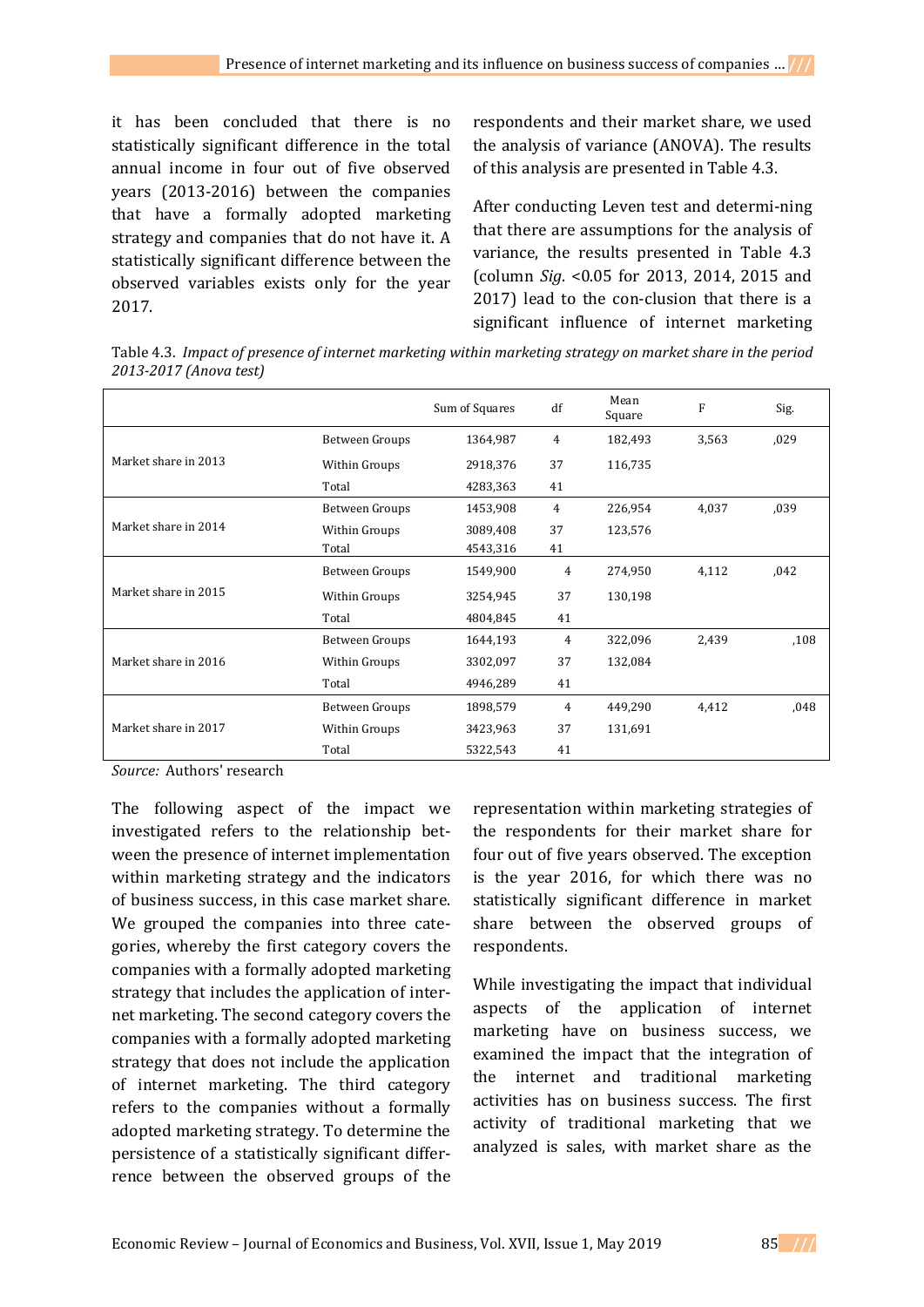it has been concluded that there is no statistically significant difference in the total annual income in four out of five observed years (2013-2016) between the companies that have a formally adopted marketing strategy and companies that do not have it. A statistically significant difference between the observed variables exists only for the year 2017.

respondents and their market share, we used the analysis of variance (ANOVA). The results of this analysis are presented in Table 4.3.

After conducting Leven test and determi-ning that there are assumptions for the analysis of variance, the results presented in Table 4.3 (column *Sig.* <0.05 for 2013, 2014, 2015 and 2017) lead to the con-clusion that there is a significant influence of internet marketing representation within marketing strategies of the respondents for their market share for four out of five years observed. The exception is the year 2016, for which there was no statistically significant difference in market share between the observed groups of respondents.

Table 4.3. *Impact of presence of internet marketing within marketing strategy on market share in the period 2013-2017 (Anova test)*

| | | Sum of Squares | df | Mean Square | F | Sig. |
|---|---|---|---|---|---|---|
| Market share in 2013 | Between Groups | 1364,987 | 4 | 182,493 | 3,563 | ,029 |
| | Within Groups | 2918,376 | 37 | 116,735 | | |
| | Total | 4283,363 | 41 | | | |
| Market share in 2014 | Between Groups | 1453,908 | 4 | 226,954 | 4,037 | ,039 |
| | Within Groups | 3089,408 | 37 | 123,576 | | |
| | Total | 4543,316 | 41 | | | |
| Market share in 2015 | Between Groups | 1549,900 | 4 | 274,950 | 4,112 | ,042 |
| | Within Groups | 3254,945 | 37 | 130,198 | | |
| | Total | 4804,845 | 41 | | | |
| Market share in 2016 | Between Groups | 1644,193 | 4 | 322,096 | 2,439 | ,108 |
| | Within Groups | 3302,097 | 37 | 132,084 | | |
| | Total | 4946,289 | 41 | | | |
| Market share in 2017 | Between Groups | 1898,579 | 4 | 449,290 | 4,412 | ,048 |
| | Within Groups | 3423,963 | 37 | 131,691 | | |
| | Total | 5322,543 | 41 | | | |

*Source:* Authors' research

The following aspect of the impact we investigated refers to the relationship between the presence of internet implementation within marketing strategy and the indicators of business success, in this case market share. We grouped the companies into three categories, whereby the first category covers the companies with a formally adopted marketing strategy that includes the application of internet marketing. The second category covers the companies with a formally adopted marketing strategy that does not include the application of internet marketing. The third category refers to the companies without a formally adopted marketing strategy. To determine the persistence of a statistically significant differrence between the observed groups of the

While investigating the impact that individual aspects of the application of internet marketing have on business success, we examined the impact that the integration of the internet and traditional marketing activities has on business success. The first activity of traditional marketing that we analyzed is sales, with market share as the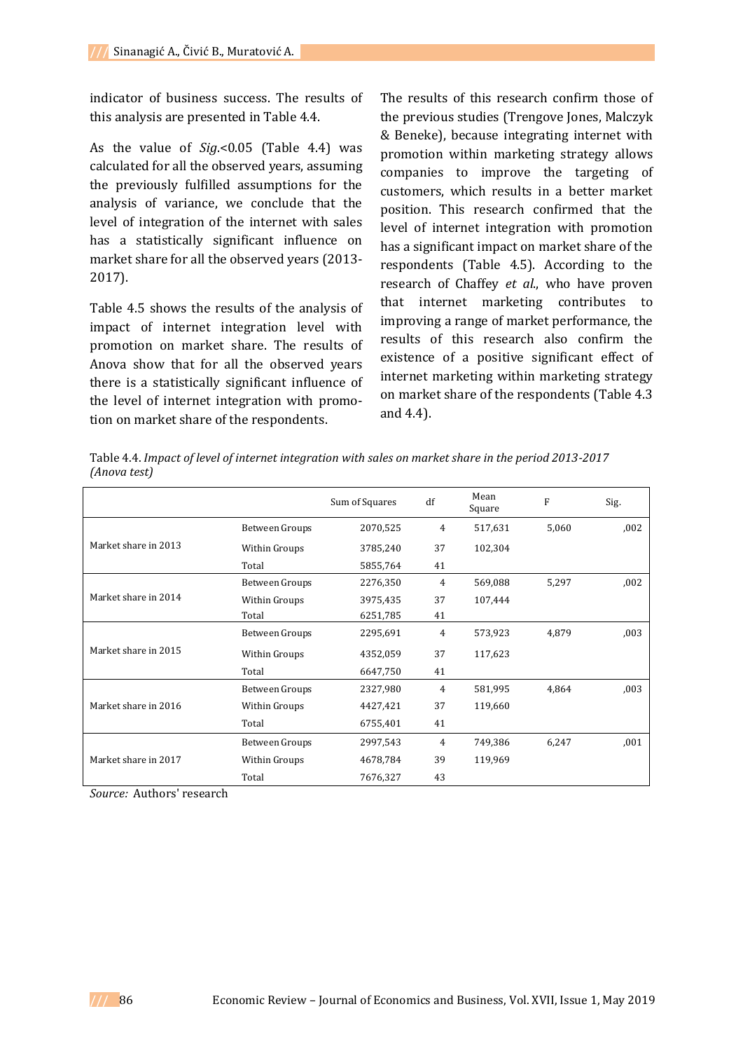indicator of business success. The results of this analysis are presented in Table 4.4.

As the value of *Sig.*<0.05 (Table 4.4) was calculated for all the observed years, assuming the previously fulfilled assumptions for the analysis of variance, we conclude that the level of integration of the internet with sales has a statistically significant influence on market share for all the observed years (2013-2017).

Table 4.5 shows the results of the analysis of impact of internet integration level with promotion on market share. The results of Anova show that for all the observed years there is a statistically significant influence of the level of internet integration with promotion on market share of the respondents.

The results of this research confirm those of the previous studies (Trengove Jones, Malczyk & Beneke), because integrating internet with promotion within marketing strategy allows companies to improve the targeting of customers, which results in a better market position. This research confirmed that the level of internet integration with promotion has a significant impact on market share of the respondents (Table 4.5). According to the research of Chaffey *et al.*, who have proven that internet marketing contributes to improving a range of market performance, the results of this research also confirm the existence of a positive significant effect of internet marketing within marketing strategy on market share of the respondents (Table 4.3 and 4.4).

Table 4.4. *Impact of level of internet integration with sales on market share in the period 2013-2017 (Anova test)*

| | | Sum of Squares | df | Mean Square | F | Sig. |
|---|---|---|---|---|---|---|
| Market share in 2013 | Between Groups | 2070,525 | 4 | 517,631 | 5,060 | ,002 |
| | Within Groups | 3785,240 | 37 | 102,304 | | |
| | Total | 5855,764 | 41 | | | |
| Market share in 2014 | Between Groups | 2276,350 | 4 | 569,088 | 5,297 | ,002 |
| | Within Groups | 3975,435 | 37 | 107,444 | | |
| | Total | 6251,785 | 41 | | | |
| Market share in 2015 | Between Groups | 2295,691 | 4 | 573,923 | 4,879 | ,003 |
| | Within Groups | 4352,059 | 37 | 117,623 | | |
| | Total | 6647,750 | 41 | | | |
| Market share in 2016 | Between Groups | 2327,980 | 4 | 581,995 | 4,864 | ,003 |
| | Within Groups | 4427,421 | 37 | 119,660 | | |
| | Total | 6755,401 | 41 | | | |
| Market share in 2017 | Between Groups | 2997,543 | 4 | 749,386 | 6,247 | ,001 |
| | Within Groups | 4678,784 | 39 | 119,969 | | |
| | Total | 7676,327 | 43 | | | |

*Source:* Authors' research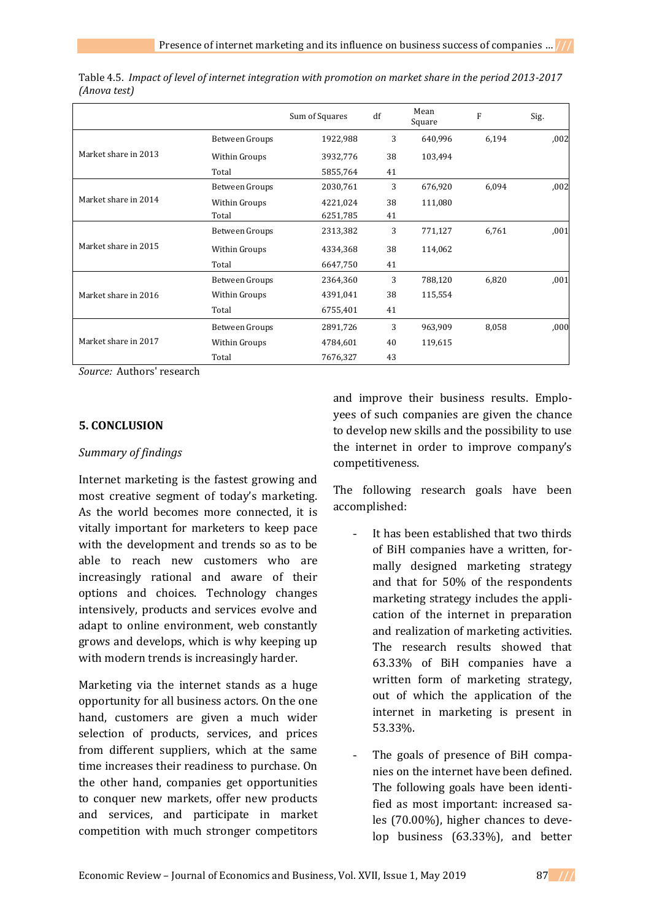Table 4.5. *Impact of level of internet integration with promotion on market share in the period 2013-2017 (Anova test)*

| | | Sum of Squares | df | Mean Square | F | Sig. |
|---|---|---|---|---|---|---|
| Market share in 2013 | Between Groups | 1922,988 | 3 | 640,996 | 6,194 | ,002 |
| | Within Groups | 3932,776 | 38 | 103,494 | | |
| | Total | 5855,764 | 41 | | | |
| Market share in 2014 | Between Groups | 2030,761 | 3 | 676,920 | 6,094 | ,002 |
| | Within Groups | 4221,024 | 38 | 111,080 | | |
| | Total | 6251,785 | 41 | | | |
| Market share in 2015 | Between Groups | 2313,382 | 3 | 771,127 | 6,761 | ,001 |
| | Within Groups | 4334,368 | 38 | 114,062 | | |
| | Total | 6647,750 | 41 | | | |
| Market share in 2016 | Between Groups | 2364,360 | 3 | 788,120 | 6,820 | ,001 |
| | Within Groups | 4391,041 | 38 | 115,554 | | |
| | Total | 6755,401 | 41 | | | |
| Market share in 2017 | Between Groups | 2891,726 | 3 | 963,909 | 8,058 | ,000 |
| | Within Groups | 4784,601 | 40 | 119,615 | | |
| | Total | 7676,327 | 43 | | | |

*Source:* Authors' research

## 5. CONCLUSION

*Summary of findings*

Internet marketing is the fastest growing and most creative segment of today's marketing. As the world becomes more connected, it is vitally important for marketers to keep pace with the development and trends so as to be able to reach new customers who are increasingly rational and aware of their options and choices. Technology changes intensively, products and services evolve and adapt to online environment, web constantly grows and develops, which is why keeping up with modern trends is increasingly harder.

Marketing via the internet stands as a huge opportunity for all business actors. On the one hand, customers are given a much wider selection of products, services, and prices from different suppliers, which at the same time increases their readiness to purchase. On the other hand, companies get opportunities to conquer new markets, offer new products and services, and participate in market competition with much stronger competitors and improve their business results. Employees of such companies are given the chance to develop new skills and the possibility to use the internet in order to improve company's competitiveness.

The following research goals have been accomplished:

- It has been established that two thirds of BiH companies have a written, formally designed marketing strategy and that for 50% of the respondents marketing strategy includes the application of the internet in preparation and realization of marketing activities. The research results showed that 63.33% of BiH companies have a written form of marketing strategy, out of which the application of the internet in marketing is present in 53.33%.
- The goals of presence of BiH companies on the internet have been defined. The following goals have been identified as most important: increased sales (70.00%), higher chances to develop business (63.33%), and better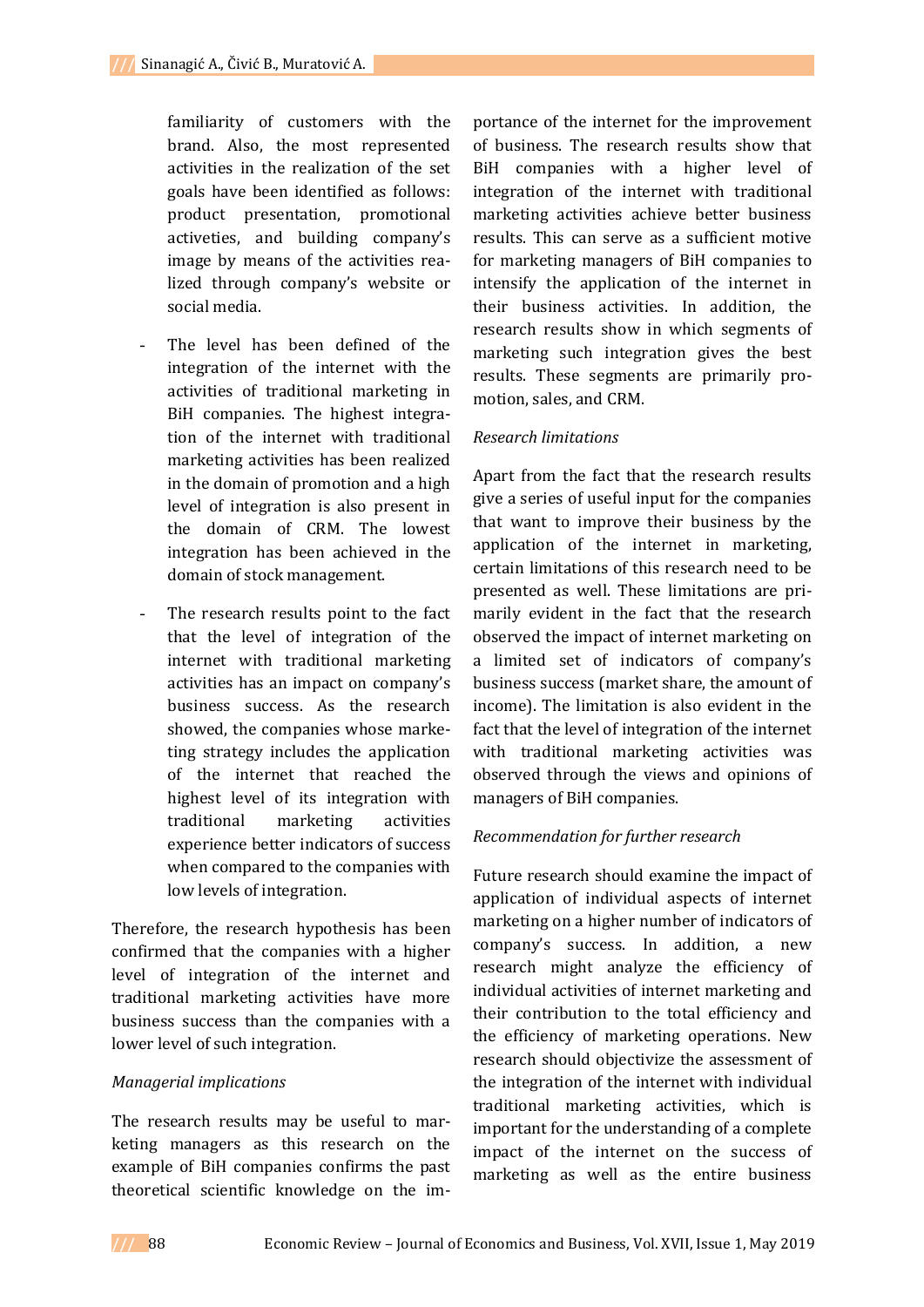familiarity of customers with the brand. Also, the most represented activities in the realization of the set goals have been identified as follows: product presentation, promotional activeties, and building company's image by means of the activities realized through company's website or social media.

- The level has been defined of the integration of the internet with the activities of traditional marketing in BiH companies. The highest integration of the internet with traditional marketing activities has been realized in the domain of promotion and a high level of integration is also present in the domain of CRM. The lowest integration has been achieved in the domain of stock management.
- The research results point to the fact that the level of integration of the internet with traditional marketing activities has an impact on company's business success. As the research showed, the companies whose marketing strategy includes the application of the internet that reached the highest level of its integration with traditional marketing activities experience better indicators of success when compared to the companies with low levels of integration.

Therefore, the research hypothesis has been confirmed that the companies with a higher level of integration of the internet and traditional marketing activities have more business success than the companies with a lower level of such integration.

*Managerial implications*

The research results may be useful to marketing managers as this research on the example of BiH companies confirms the past theoretical scientific knowledge on the importance of the internet for the improvement of business. The research results show that BiH companies with a higher level of integration of the internet with traditional marketing activities achieve better business results. This can serve as a sufficient motive for marketing managers of BiH companies to intensify the application of the internet in their business activities. In addition, the research results show in which segments of marketing such integration gives the best results. These segments are primarily promotion, sales, and CRM.

*Research limitations*

Apart from the fact that the research results give a series of useful input for the companies that want to improve their business by the application of the internet in marketing, certain limitations of this research need to be presented as well. These limitations are primarily evident in the fact that the research observed the impact of internet marketing on a limited set of indicators of company's business success (market share, the amount of income). The limitation is also evident in the fact that the level of integration of the internet with traditional marketing activities was observed through the views and opinions of managers of BiH companies.

*Recommendation for further research*

Future research should examine the impact of application of individual aspects of internet marketing on a higher number of indicators of company's success. In addition, a new research might analyze the efficiency of individual activities of internet marketing and their contribution to the total efficiency and the efficiency of marketing operations. New research should objectivize the assessment of the integration of the internet with individual traditional marketing activities, which is important for the understanding of a complete impact of the internet on the success of marketing as well as the entire business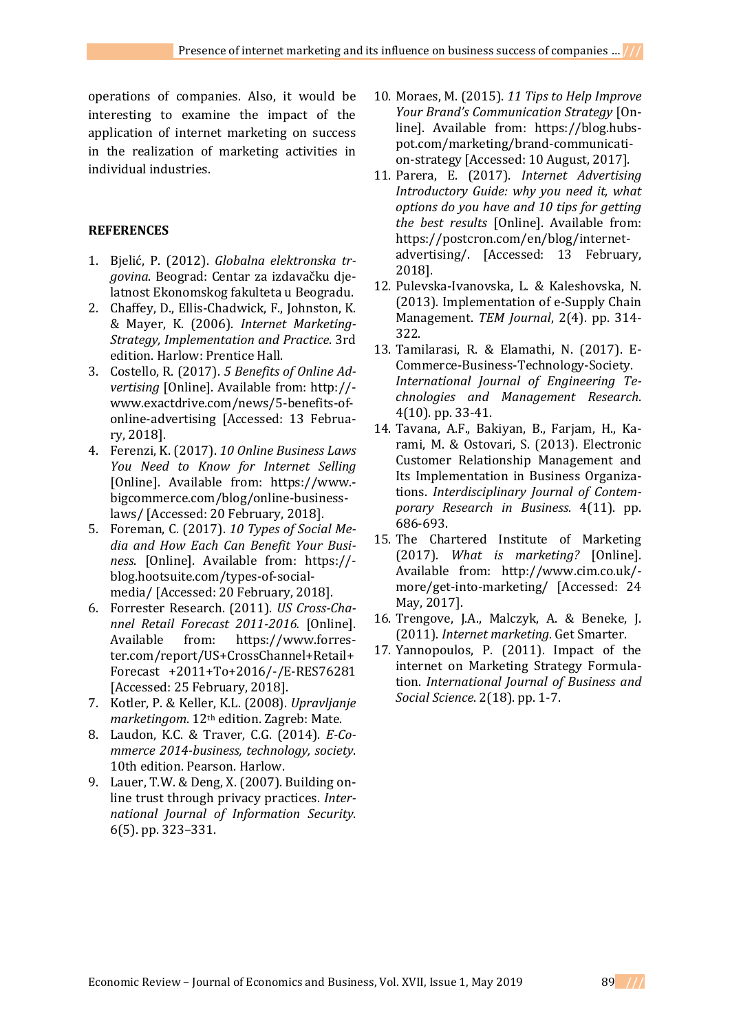operations of companies. Also, it would be interesting to examine the impact of the application of internet marketing on success in the realization of marketing activities in individual industries.

## REFERENCES

1. Bjelić, P. (2012). *Globalna elektronska trgovina*. Beograd: Centar za izdavačku djelatnost Ekonomskog fakulteta u Beogradu.
2. Chaffey, D., Ellis-Chadwick, F., Johnston, K. & Mayer, K. (2006). *Internet Marketing-Strategy, Implementation and Practice*. 3rd edition. Harlow: Prentice Hall.
3. Costello, R. (2017). *5 Benefits of Online Advertising* [Online]. Available from: http://www.exactdrive.com/news/5-benefits-of-online-advertising [Accessed: 13 February, 2018].
4. Ferenzi, K. (2017). *10 Online Business Laws You Need to Know for Internet Selling* [Online]. Available from: https://www.bigcommerce.com/blog/online-business-laws/ [Accessed: 20 February, 2018].
5. Foreman, C. (2017). *10 Types of Social Media and How Each Can Benefit Your Business*. [Online]. Available from: https://blog.hootsuite.com/types-of-social-media/ [Accessed: 20 February, 2018].
6. Forrester Research. (2011). *US Cross-Channel Retail Forecast 2011-2016.* [Online]. Available from: https://www.forrester.com/report/US+CrossChannel+Retail+Forecast +2011+To+2016/-/E-RES76281 [Accessed: 25 February, 2018].
7. Kotler, P. & Keller, K.L. (2008). *Upravljanje marketingom*. 12th edition. Zagreb: Mate.
8. Laudon, K.C. & Traver, C.G. (2014). *E-Commerce 2014-business, technology, society*. 10th edition. Pearson. Harlow.
9. Lauer, T.W. & Deng, X. (2007). Building online trust through privacy practices. *International Journal of Information Security*. 6(5). pp. 323–331.
10. Moraes, M. (2015). *11 Tips to Help Improve Your Brand's Communication Strategy* [Online]. Available from: https://blog.hubspot.com/marketing/brand-communication-strategy [Accessed: 10 August, 2017].
11. Parera, E. (2017). *Internet Advertising Introductory Guide: why you need it, what options do you have and 10 tips for getting the best results* [Online]. Available from: https://postcron.com/en/blog/internet-advertising/. [Accessed: 13 February, 2018].
12. Pulevska-Ivanovska, L. & Kaleshovska, N. (2013). Implementation of e-Supply Chain Management. *TEM Journal*, 2(4). pp. 314-322.
13. Tamilarasi, R. & Elamathi, N. (2017). E-Commerce-Business-Technology-Society. *International Journal of Engineering Technologies and Management Research*. 4(10). pp. 33-41.
14. Tavana, A.F., Bakiyan, B., Farjam, H., Karami, M. & Ostovari, S. (2013). Electronic Customer Relationship Management and Its Implementation in Business Organizations. *Interdisciplinary Journal of Contemporary Research in Business*. 4(11). pp. 686-693.
15. The Chartered Institute of Marketing (2017). *What is marketing?* [Online]. Available from: http://www.cim.co.uk/more/get-into-marketing/ [Accessed: 24 May, 2017].
16. Trengove, J.A., Malczyk, A. & Beneke, J. (2011). *Internet marketing*. Get Smarter.
17. Yannopoulos, P. (2011). Impact of the internet on Marketing Strategy Formulation. *International Journal of Business and Social Science*. 2(18). pp. 1-7.